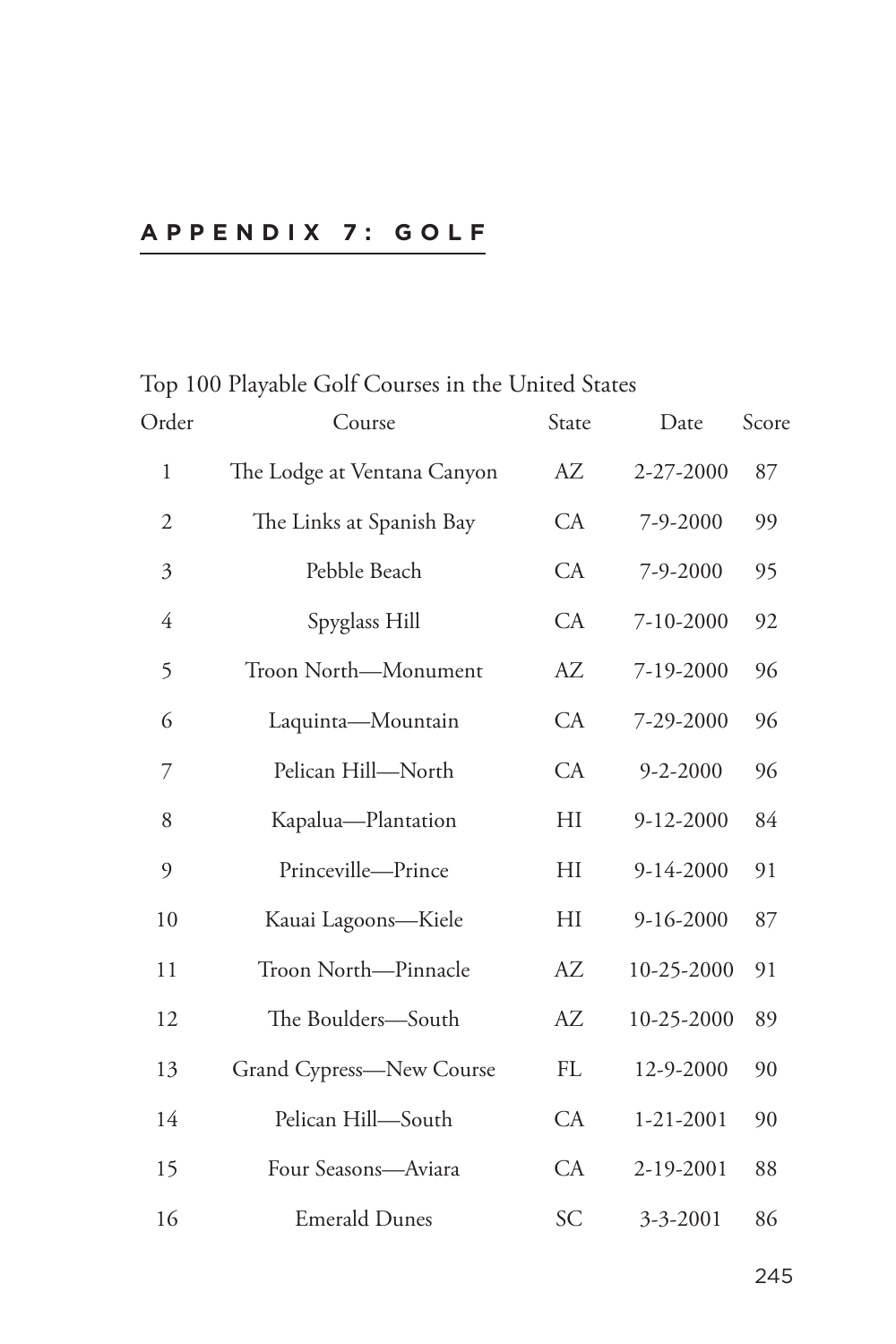# APPENDIX 7: GOLF

Top 100 Playable Golf Courses in the United States

| Order | Course | State | Date | Score |
|---|---|---|---|---|
| 1 | The Lodge at Ventana Canyon | AZ | 2-27-2000 | 87 |
| 2 | The Links at Spanish Bay | CA | 7-9-2000 | 99 |
| 3 | Pebble Beach | CA | 7-9-2000 | 95 |
| 4 | Spyglass Hill | CA | 7-10-2000 | 92 |
| 5 | Troon North—Monument | AZ | 7-19-2000 | 96 |
| 6 | Laquinta—Mountain | CA | 7-29-2000 | 96 |
| 7 | Pelican Hill—North | CA | 9-2-2000 | 96 |
| 8 | Kapalua—Plantation | HI | 9-12-2000 | 84 |
| 9 | Princeville—Prince | HI | 9-14-2000 | 91 |
| 10 | Kauai Lagoons—Kiele | HI | 9-16-2000 | 87 |
| 11 | Troon North—Pinnacle | AZ | 10-25-2000 | 91 |
| 12 | The Boulders—South | AZ | 10-25-2000 | 89 |
| 13 | Grand Cypress—New Course | FL | 12-9-2000 | 90 |
| 14 | Pelican Hill—South | CA | 1-21-2001 | 90 |
| 15 | Four Seasons—Aviara | CA | 2-19-2001 | 88 |
| 16 | Emerald Dunes | SC | 3-3-2001 | 86 |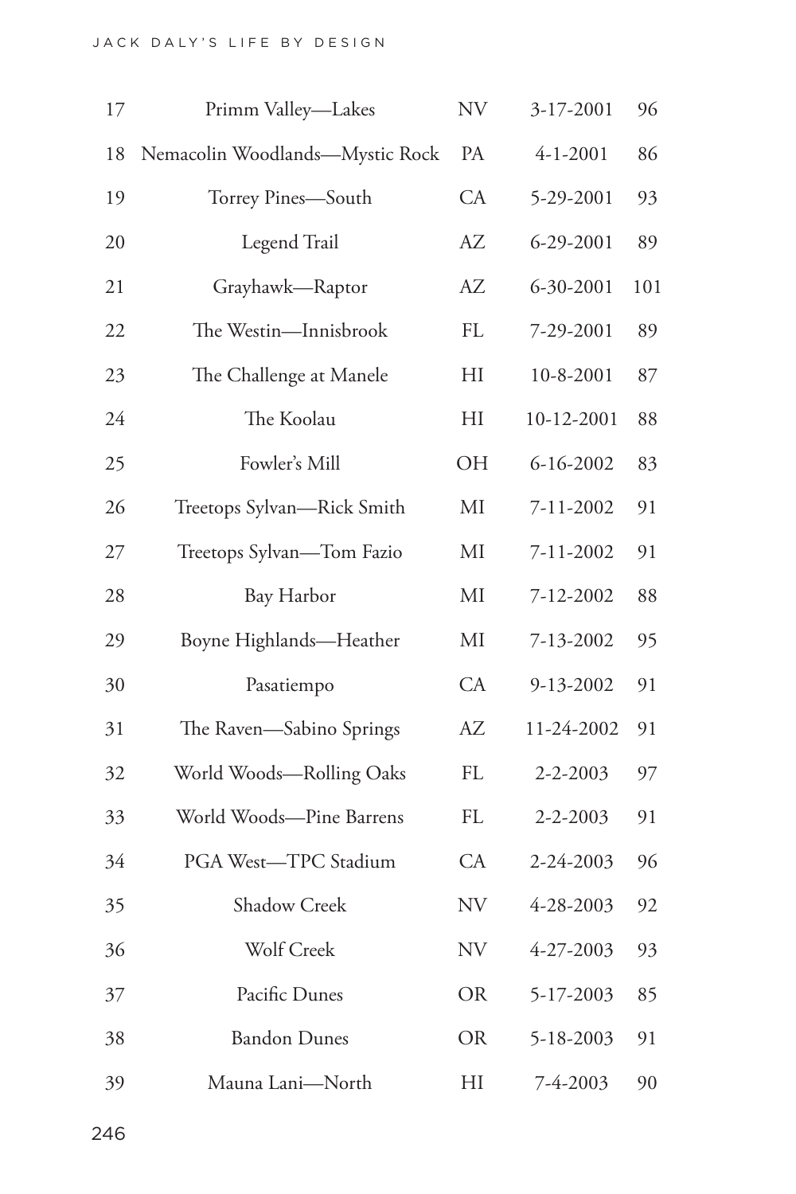| | | | | |
|---|---|---|---|---|
| 17 | Primm Valley—Lakes | NV | 3-17-2001 | 96 |
| 18 | Nemacolin Woodlands—Mystic Rock | PA | 4-1-2001 | 86 |
| 19 | Torrey Pines—South | CA | 5-29-2001 | 93 |
| 20 | Legend Trail | AZ | 6-29-2001 | 89 |
| 21 | Grayhawk—Raptor | AZ | 6-30-2001 | 101 |
| 22 | The Westin—Innisbrook | FL | 7-29-2001 | 89 |
| 23 | The Challenge at Manele | HI | 10-8-2001 | 87 |
| 24 | The Koolau | HI | 10-12-2001 | 88 |
| 25 | Fowler's Mill | OH | 6-16-2002 | 83 |
| 26 | Treetops Sylvan—Rick Smith | MI | 7-11-2002 | 91 |
| 27 | Treetops Sylvan—Tom Fazio | MI | 7-11-2002 | 91 |
| 28 | Bay Harbor | MI | 7-12-2002 | 88 |
| 29 | Boyne Highlands—Heather | MI | 7-13-2002 | 95 |
| 30 | Pasatiempo | CA | 9-13-2002 | 91 |
| 31 | The Raven—Sabino Springs | AZ | 11-24-2002 | 91 |
| 32 | World Woods—Rolling Oaks | FL | 2-2-2003 | 97 |
| 33 | World Woods—Pine Barrens | FL | 2-2-2003 | 91 |
| 34 | PGA West—TPC Stadium | CA | 2-24-2003 | 96 |
| 35 | Shadow Creek | NV | 4-28-2003 | 92 |
| 36 | Wolf Creek | NV | 4-27-2003 | 93 |
| 37 | Pacific Dunes | OR | 5-17-2003 | 85 |
| 38 | Bandon Dunes | OR | 5-18-2003 | 91 |
| 39 | Mauna Lani—North | HI | 7-4-2003 | 90 |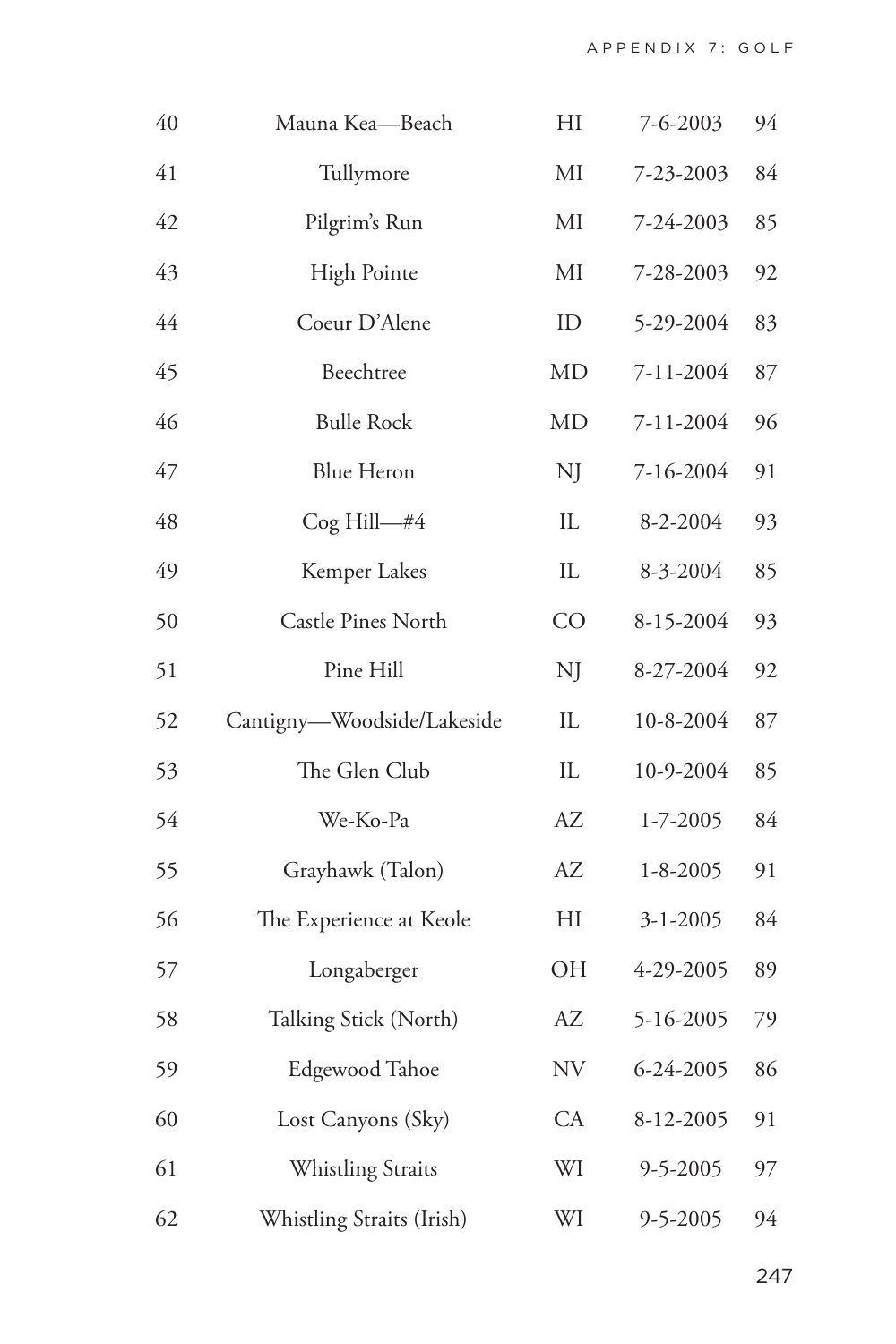| | | | | |
|---|---|---|---|---|
| 40 | Mauna Kea—Beach | HI | 7-6-2003 | 94 |
| 41 | Tullymore | MI | 7-23-2003 | 84 |
| 42 | Pilgrim's Run | MI | 7-24-2003 | 85 |
| 43 | High Pointe | MI | 7-28-2003 | 92 |
| 44 | Coeur D'Alene | ID | 5-29-2004 | 83 |
| 45 | Beechtree | MD | 7-11-2004 | 87 |
| 46 | Bulle Rock | MD | 7-11-2004 | 96 |
| 47 | Blue Heron | NJ | 7-16-2004 | 91 |
| 48 | Cog Hill—#4 | IL | 8-2-2004 | 93 |
| 49 | Kemper Lakes | IL | 8-3-2004 | 85 |
| 50 | Castle Pines North | CO | 8-15-2004 | 93 |
| 51 | Pine Hill | NJ | 8-27-2004 | 92 |
| 52 | Cantigny—Woodside/Lakeside | IL | 10-8-2004 | 87 |
| 53 | The Glen Club | IL | 10-9-2004 | 85 |
| 54 | We-Ko-Pa | AZ | 1-7-2005 | 84 |
| 55 | Grayhawk (Talon) | AZ | 1-8-2005 | 91 |
| 56 | The Experience at Keole | HI | 3-1-2005 | 84 |
| 57 | Longaberger | OH | 4-29-2005 | 89 |
| 58 | Talking Stick (North) | AZ | 5-16-2005 | 79 |
| 59 | Edgewood Tahoe | NV | 6-24-2005 | 86 |
| 60 | Lost Canyons (Sky) | CA | 8-12-2005 | 91 |
| 61 | Whistling Straits | WI | 9-5-2005 | 97 |
| 62 | Whistling Straits (Irish) | WI | 9-5-2005 | 94 |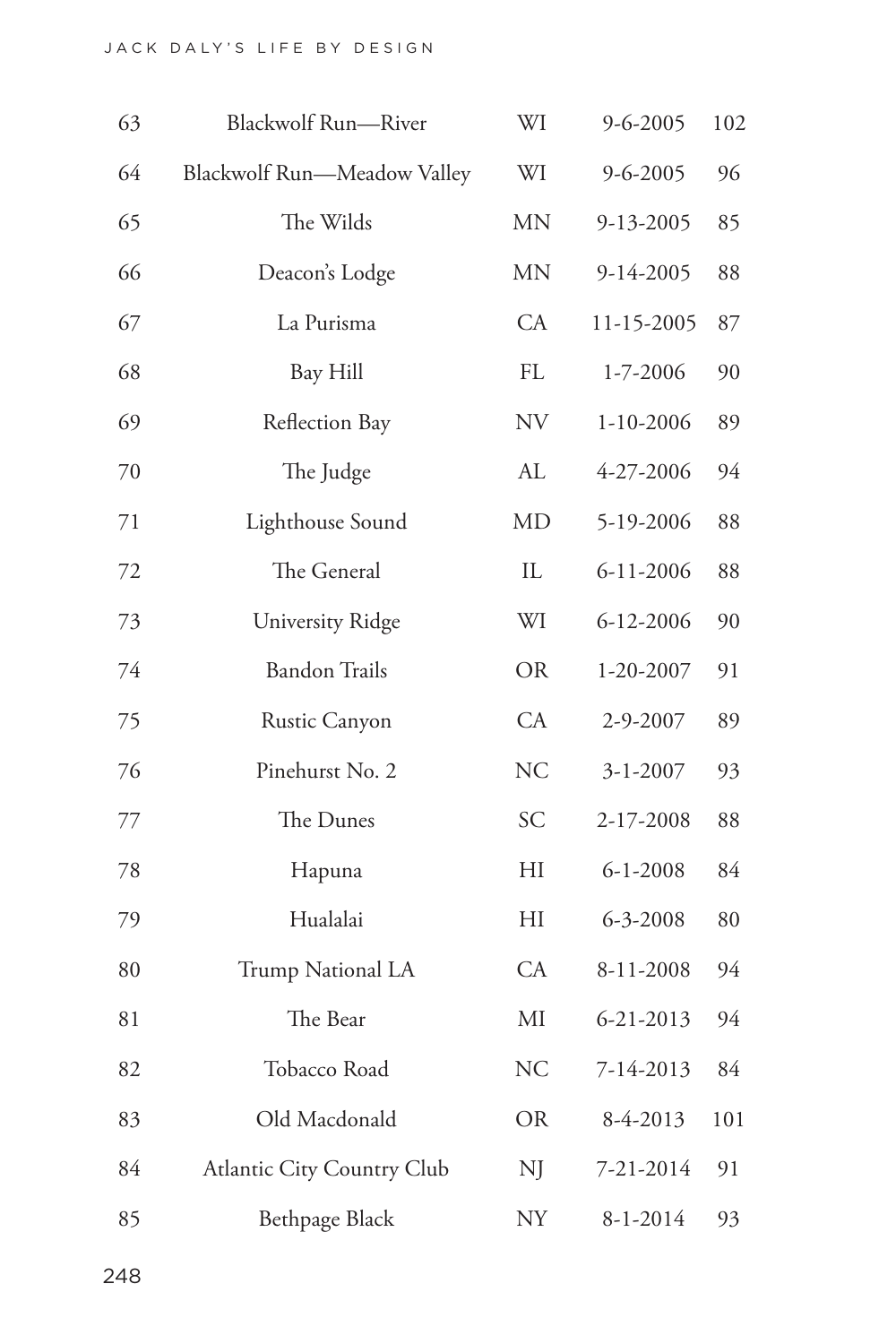| | | | | |
|---|---|---|---|---|
| 63 | Blackwolf Run—River | WI | 9-6-2005 | 102 |
| 64 | Blackwolf Run—Meadow Valley | WI | 9-6-2005 | 96 |
| 65 | The Wilds | MN | 9-13-2005 | 85 |
| 66 | Deacon's Lodge | MN | 9-14-2005 | 88 |
| 67 | La Purisma | CA | 11-15-2005 | 87 |
| 68 | Bay Hill | FL | 1-7-2006 | 90 |
| 69 | Reflection Bay | NV | 1-10-2006 | 89 |
| 70 | The Judge | AL | 4-27-2006 | 94 |
| 71 | Lighthouse Sound | MD | 5-19-2006 | 88 |
| 72 | The General | IL | 6-11-2006 | 88 |
| 73 | University Ridge | WI | 6-12-2006 | 90 |
| 74 | Bandon Trails | OR | 1-20-2007 | 91 |
| 75 | Rustic Canyon | CA | 2-9-2007 | 89 |
| 76 | Pinehurst No. 2 | NC | 3-1-2007 | 93 |
| 77 | The Dunes | SC | 2-17-2008 | 88 |
| 78 | Hapuna | HI | 6-1-2008 | 84 |
| 79 | Hualalai | HI | 6-3-2008 | 80 |
| 80 | Trump National LA | CA | 8-11-2008 | 94 |
| 81 | The Bear | MI | 6-21-2013 | 94 |
| 82 | Tobacco Road | NC | 7-14-2013 | 84 |
| 83 | Old Macdonald | OR | 8-4-2013 | 101 |
| 84 | Atlantic City Country Club | NJ | 7-21-2014 | 91 |
| 85 | Bethpage Black | NY | 8-1-2014 | 93 |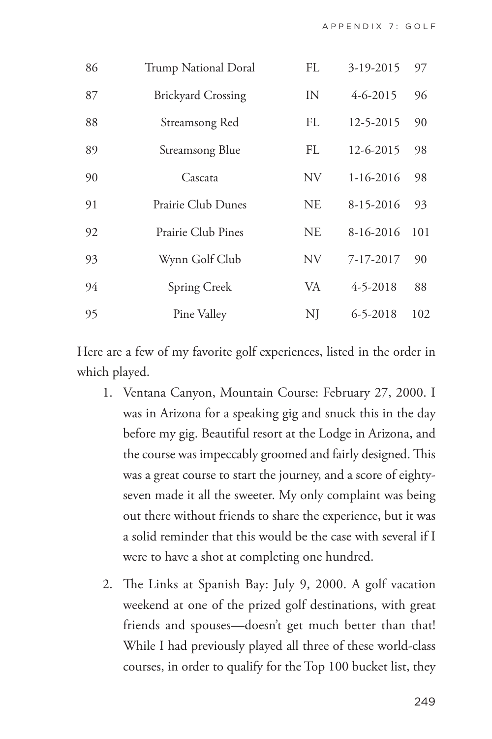| | | | | |
|---|---|---|---|---|
| 86 | Trump National Doral | FL | 3-19-2015 | 97 |
| 87 | Brickyard Crossing | IN | 4-6-2015 | 96 |
| 88 | Streamsong Red | FL | 12-5-2015 | 90 |
| 89 | Streamsong Blue | FL | 12-6-2015 | 98 |
| 90 | Cascata | NV | 1-16-2016 | 98 |
| 91 | Prairie Club Dunes | NE | 8-15-2016 | 93 |
| 92 | Prairie Club Pines | NE | 8-16-2016 | 101 |
| 93 | Wynn Golf Club | NV | 7-17-2017 | 90 |
| 94 | Spring Creek | VA | 4-5-2018 | 88 |
| 95 | Pine Valley | NJ | 6-5-2018 | 102 |

Here are a few of my favorite golf experiences, listed in the order in which played.

1. Ventana Canyon, Mountain Course: February 27, 2000. I was in Arizona for a speaking gig and snuck this in the day before my gig. Beautiful resort at the Lodge in Arizona, and the course was impeccably groomed and fairly designed. This was a great course to start the journey, and a score of eighty-seven made it all the sweeter. My only complaint was being out there without friends to share the experience, but it was a solid reminder that this would be the case with several if I were to have a shot at completing one hundred.

2. The Links at Spanish Bay: July 9, 2000. A golf vacation weekend at one of the prized golf destinations, with great friends and spouses—doesn't get much better than that! While I had previously played all three of these world-class courses, in order to qualify for the Top 100 bucket list, they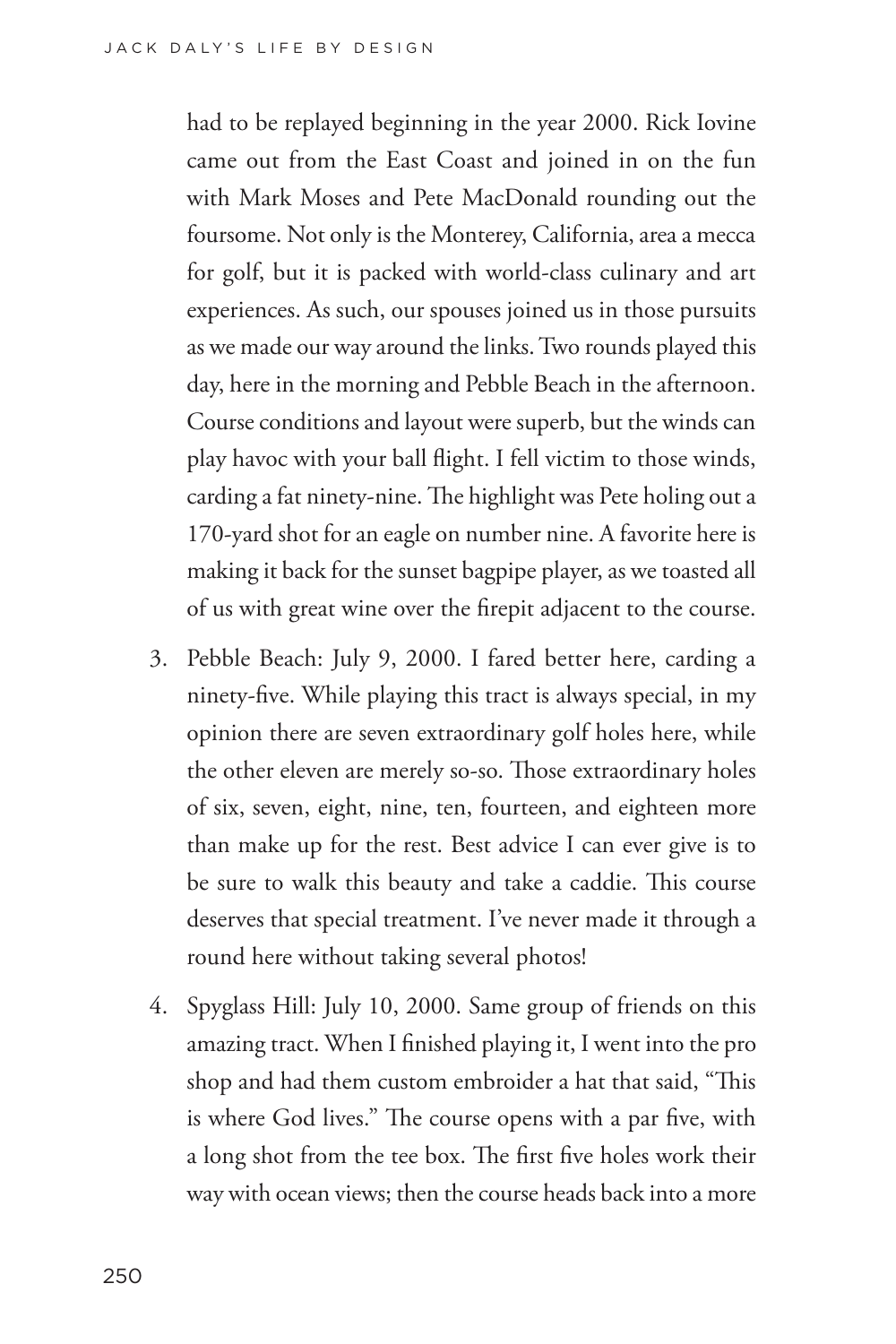had to be replayed beginning in the year 2000. Rick Iovine came out from the East Coast and joined in on the fun with Mark Moses and Pete MacDonald rounding out the foursome. Not only is the Monterey, California, area a mecca for golf, but it is packed with world-class culinary and art experiences. As such, our spouses joined us in those pursuits as we made our way around the links. Two rounds played this day, here in the morning and Pebble Beach in the afternoon. Course conditions and layout were superb, but the winds can play havoc with your ball flight. I fell victim to those winds, carding a fat ninety-nine. The highlight was Pete holing out a 170-yard shot for an eagle on number nine. A favorite here is making it back for the sunset bagpipe player, as we toasted all of us with great wine over the firepit adjacent to the course.

3. Pebble Beach: July 9, 2000. I fared better here, carding a ninety-five. While playing this tract is always special, in my opinion there are seven extraordinary golf holes here, while the other eleven are merely so-so. Those extraordinary holes of six, seven, eight, nine, ten, fourteen, and eighteen more than make up for the rest. Best advice I can ever give is to be sure to walk this beauty and take a caddie. This course deserves that special treatment. I've never made it through a round here without taking several photos!

4. Spyglass Hill: July 10, 2000. Same group of friends on this amazing tract. When I finished playing it, I went into the pro shop and had them custom embroider a hat that said, "This is where God lives." The course opens with a par five, with a long shot from the tee box. The first five holes work their way with ocean views; then the course heads back into a more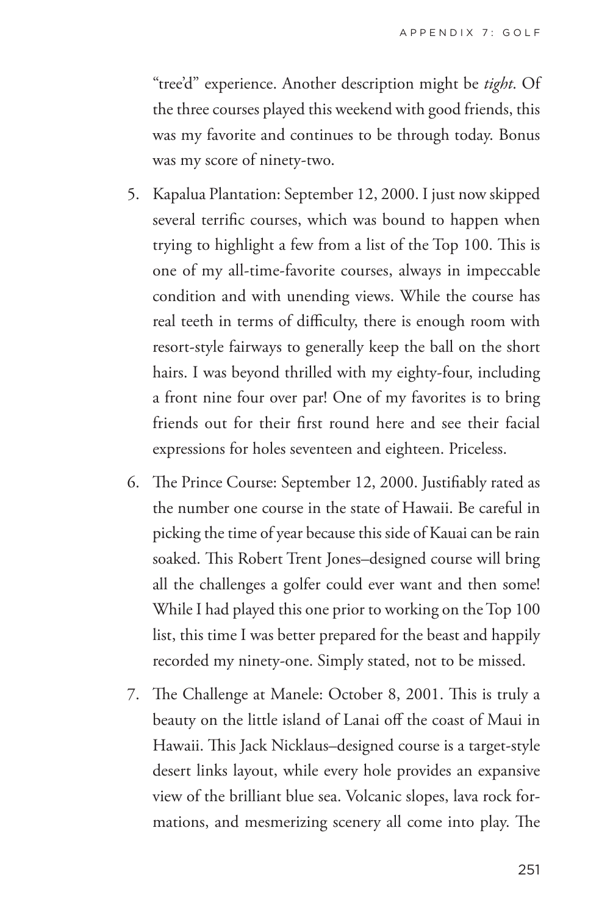"tree'd" experience. Another description might be *tight*. Of the three courses played this weekend with good friends, this was my favorite and continues to be through today. Bonus was my score of ninety-two.

5. Kapalua Plantation: September 12, 2000. I just now skipped several terrific courses, which was bound to happen when trying to highlight a few from a list of the Top 100. This is one of my all-time-favorite courses, always in impeccable condition and with unending views. While the course has real teeth in terms of difficulty, there is enough room with resort-style fairways to generally keep the ball on the short hairs. I was beyond thrilled with my eighty-four, including a front nine four over par! One of my favorites is to bring friends out for their first round here and see their facial expressions for holes seventeen and eighteen. Priceless.
6. The Prince Course: September 12, 2000. Justifiably rated as the number one course in the state of Hawaii. Be careful in picking the time of year because this side of Kauai can be rain soaked. This Robert Trent Jones–designed course will bring all the challenges a golfer could ever want and then some! While I had played this one prior to working on the Top 100 list, this time I was better prepared for the beast and happily recorded my ninety-one. Simply stated, not to be missed.
7. The Challenge at Manele: October 8, 2001. This is truly a beauty on the little island of Lanai off the coast of Maui in Hawaii. This Jack Nicklaus–designed course is a target-style desert links layout, while every hole provides an expansive view of the brilliant blue sea. Volcanic slopes, lava rock formations, and mesmerizing scenery all come into play. The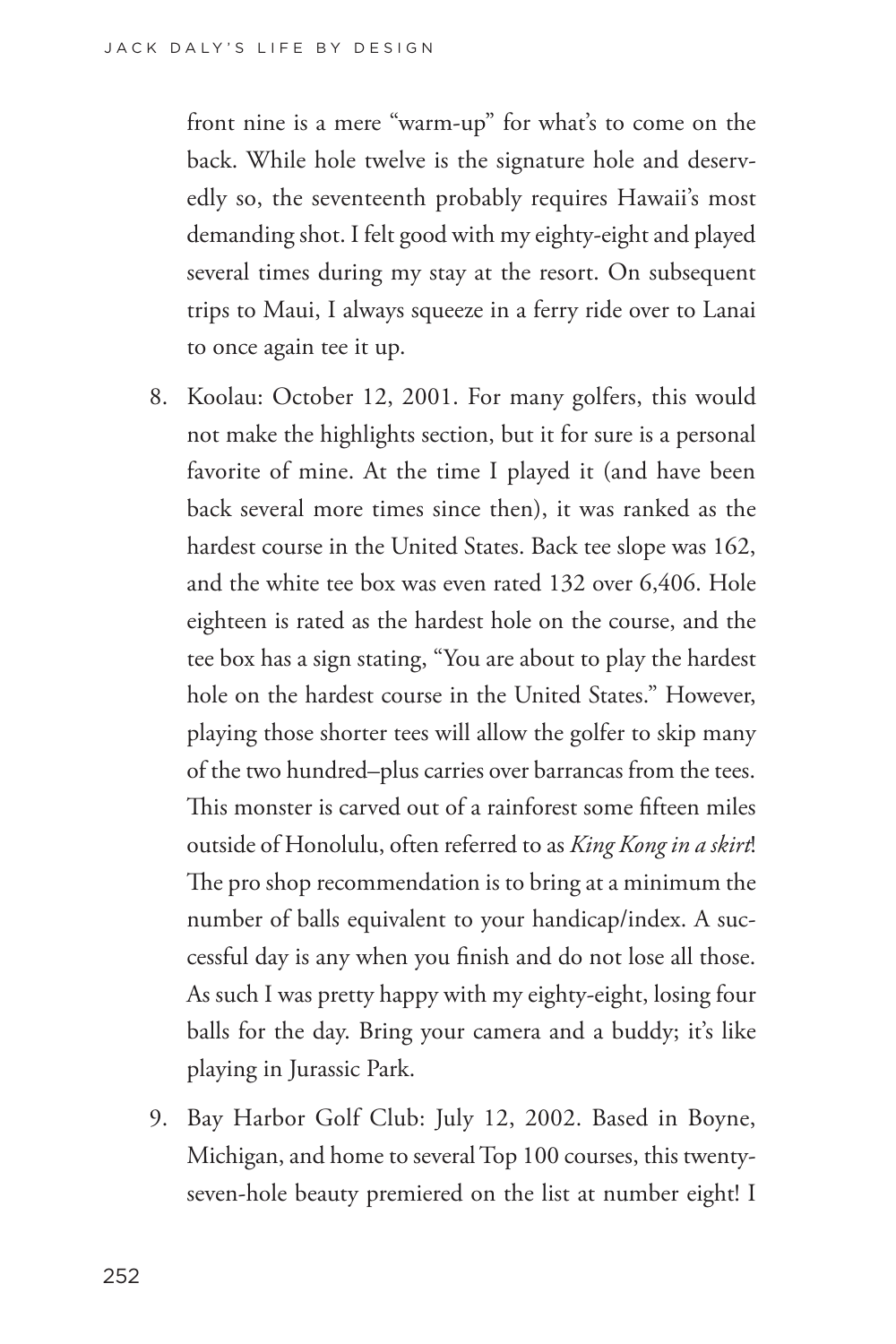front nine is a mere "warm-up" for what's to come on the back. While hole twelve is the signature hole and deservedly so, the seventeenth probably requires Hawaii's most demanding shot. I felt good with my eighty-eight and played several times during my stay at the resort. On subsequent trips to Maui, I always squeeze in a ferry ride over to Lanai to once again tee it up.

8. Koolau: October 12, 2001. For many golfers, this would not make the highlights section, but it for sure is a personal favorite of mine. At the time I played it (and have been back several more times since then), it was ranked as the hardest course in the United States. Back tee slope was 162, and the white tee box was even rated 132 over 6,406. Hole eighteen is rated as the hardest hole on the course, and the tee box has a sign stating, "You are about to play the hardest hole on the hardest course in the United States." However, playing those shorter tees will allow the golfer to skip many of the two hundred–plus carries over barrancas from the tees. This monster is carved out of a rainforest some fifteen miles outside of Honolulu, often referred to as *King Kong in a skirt*! The pro shop recommendation is to bring at a minimum the number of balls equivalent to your handicap/index. A successful day is any when you finish and do not lose all those. As such I was pretty happy with my eighty-eight, losing four balls for the day. Bring your camera and a buddy; it's like playing in Jurassic Park.
9. Bay Harbor Golf Club: July 12, 2002. Based in Boyne, Michigan, and home to several Top 100 courses, this twenty-seven-hole beauty premiered on the list at number eight! I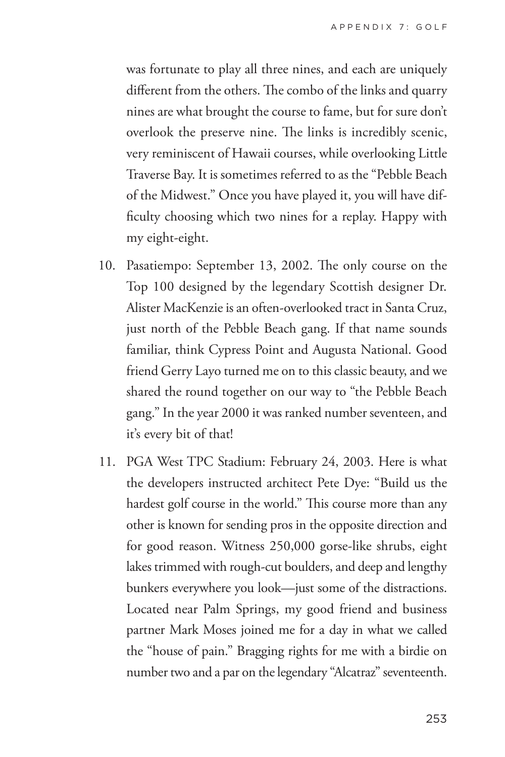was fortunate to play all three nines, and each are uniquely different from the others. The combo of the links and quarry nines are what brought the course to fame, but for sure don't overlook the preserve nine. The links is incredibly scenic, very reminiscent of Hawaii courses, while overlooking Little Traverse Bay. It is sometimes referred to as the "Pebble Beach of the Midwest." Once you have played it, you will have difficulty choosing which two nines for a replay. Happy with my eight-eight.

10. Pasatiempo: September 13, 2002. The only course on the Top 100 designed by the legendary Scottish designer Dr. Alister MacKenzie is an often-overlooked tract in Santa Cruz, just north of the Pebble Beach gang. If that name sounds familiar, think Cypress Point and Augusta National. Good friend Gerry Layo turned me on to this classic beauty, and we shared the round together on our way to "the Pebble Beach gang." In the year 2000 it was ranked number seventeen, and it's every bit of that!

11. PGA West TPC Stadium: February 24, 2003. Here is what the developers instructed architect Pete Dye: "Build us the hardest golf course in the world." This course more than any other is known for sending pros in the opposite direction and for good reason. Witness 250,000 gorse-like shrubs, eight lakes trimmed with rough-cut boulders, and deep and lengthy bunkers everywhere you look—just some of the distractions. Located near Palm Springs, my good friend and business partner Mark Moses joined me for a day in what we called the "house of pain." Bragging rights for me with a birdie on number two and a par on the legendary "Alcatraz" seventeenth.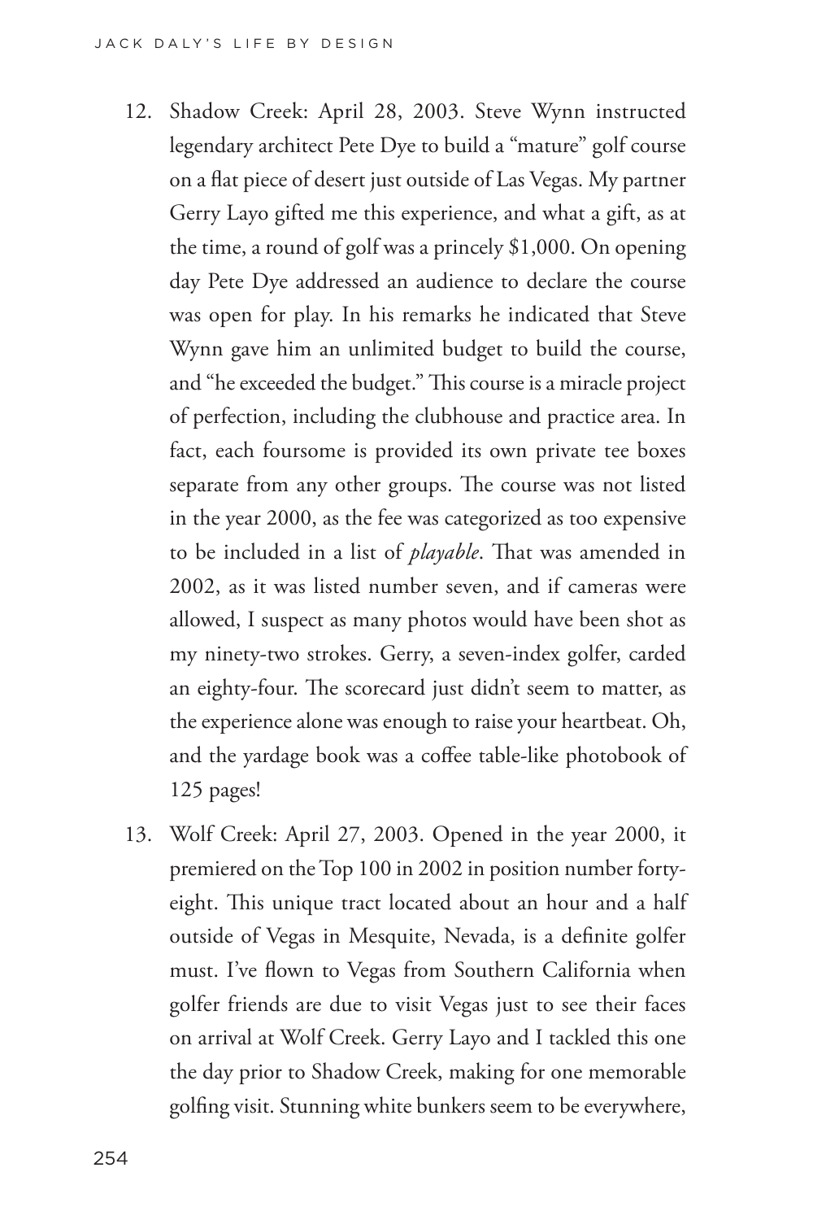12. Shadow Creek: April 28, 2003. Steve Wynn instructed legendary architect Pete Dye to build a "mature" golf course on a flat piece of desert just outside of Las Vegas. My partner Gerry Layo gifted me this experience, and what a gift, as at the time, a round of golf was a princely $1,000. On opening day Pete Dye addressed an audience to declare the course was open for play. In his remarks he indicated that Steve Wynn gave him an unlimited budget to build the course, and "he exceeded the budget." This course is a miracle project of perfection, including the clubhouse and practice area. In fact, each foursome is provided its own private tee boxes separate from any other groups. The course was not listed in the year 2000, as the fee was categorized as too expensive to be included in a list of *playable*. That was amended in 2002, as it was listed number seven, and if cameras were allowed, I suspect as many photos would have been shot as my ninety-two strokes. Gerry, a seven-index golfer, carded an eighty-four. The scorecard just didn't seem to matter, as the experience alone was enough to raise your heartbeat. Oh, and the yardage book was a coffee table-like photobook of 125 pages!

13. Wolf Creek: April 27, 2003. Opened in the year 2000, it premiered on the Top 100 in 2002 in position number forty-eight. This unique tract located about an hour and a half outside of Vegas in Mesquite, Nevada, is a definite golfer must. I've flown to Vegas from Southern California when golfer friends are due to visit Vegas just to see their faces on arrival at Wolf Creek. Gerry Layo and I tackled this one the day prior to Shadow Creek, making for one memorable golfing visit. Stunning white bunkers seem to be everywhere,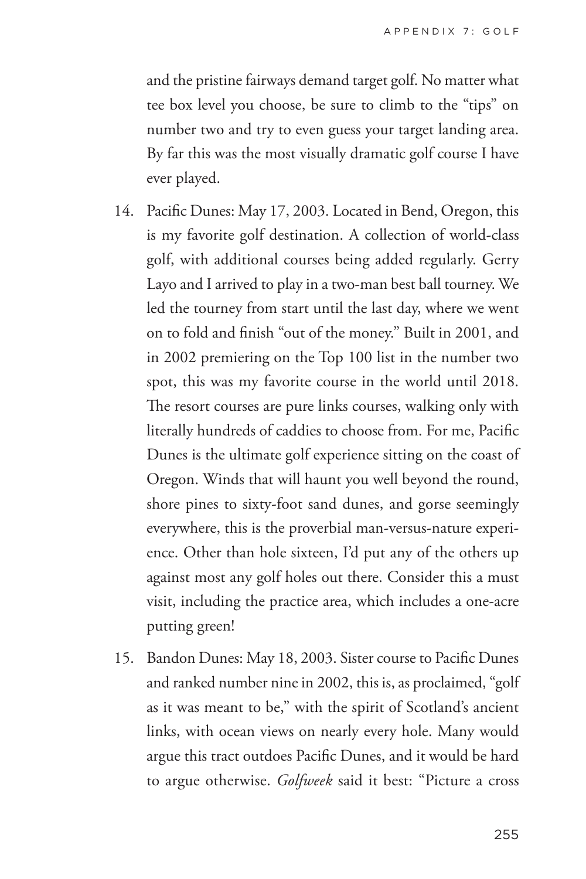and the pristine fairways demand target golf. No matter what tee box level you choose, be sure to climb to the "tips" on number two and try to even guess your target landing area. By far this was the most visually dramatic golf course I have ever played.

14. Pacific Dunes: May 17, 2003. Located in Bend, Oregon, this is my favorite golf destination. A collection of world-class golf, with additional courses being added regularly. Gerry Layo and I arrived to play in a two-man best ball tourney. We led the tourney from start until the last day, where we went on to fold and finish "out of the money." Built in 2001, and in 2002 premiering on the Top 100 list in the number two spot, this was my favorite course in the world until 2018. The resort courses are pure links courses, walking only with literally hundreds of caddies to choose from. For me, Pacific Dunes is the ultimate golf experience sitting on the coast of Oregon. Winds that will haunt you well beyond the round, shore pines to sixty-foot sand dunes, and gorse seemingly everywhere, this is the proverbial man-versus-nature experience. Other than hole sixteen, I'd put any of the others up against most any golf holes out there. Consider this a must visit, including the practice area, which includes a one-acre putting green!

15. Bandon Dunes: May 18, 2003. Sister course to Pacific Dunes and ranked number nine in 2002, this is, as proclaimed, "golf as it was meant to be," with the spirit of Scotland's ancient links, with ocean views on nearly every hole. Many would argue this tract outdoes Pacific Dunes, and it would be hard to argue otherwise. *Golfweek* said it best: "Picture a cross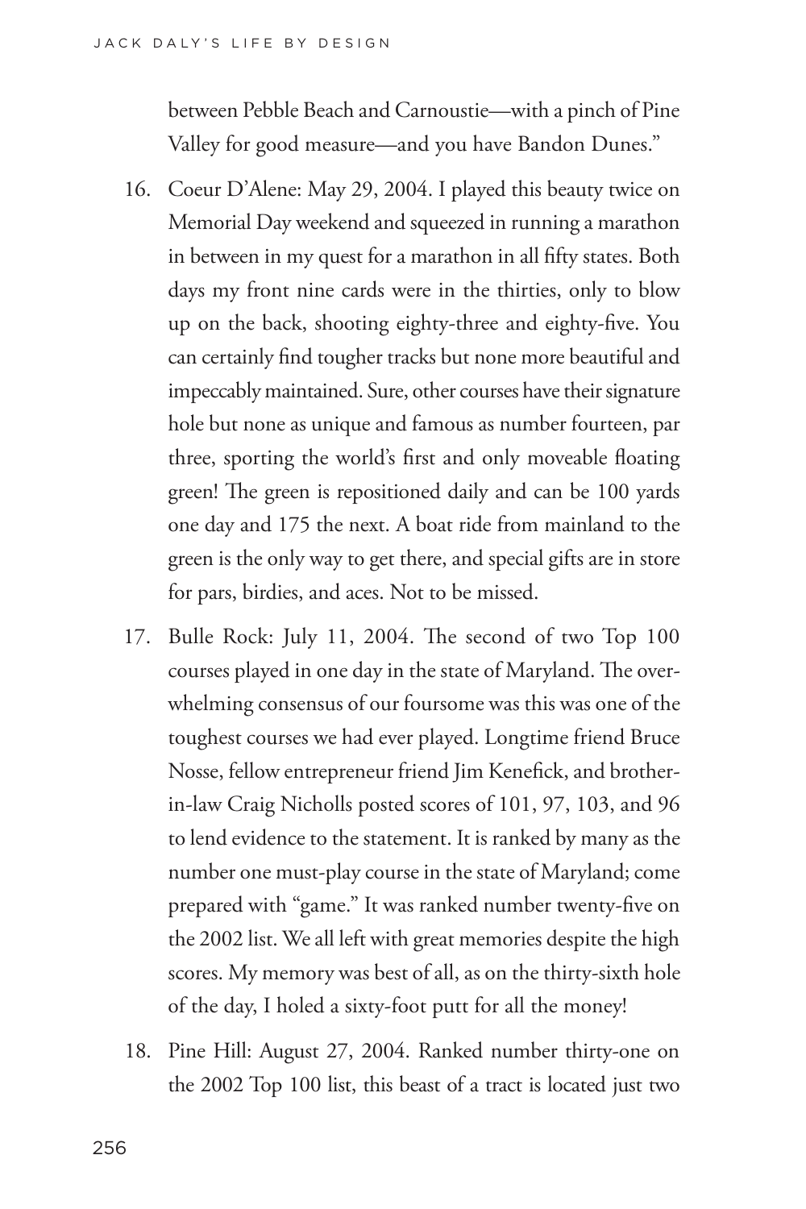between Pebble Beach and Carnoustie—with a pinch of Pine Valley for good measure—and you have Bandon Dunes."

16. Coeur D'Alene: May 29, 2004. I played this beauty twice on Memorial Day weekend and squeezed in running a marathon in between in my quest for a marathon in all fifty states. Both days my front nine cards were in the thirties, only to blow up on the back, shooting eighty-three and eighty-five. You can certainly find tougher tracks but none more beautiful and impeccably maintained. Sure, other courses have their signature hole but none as unique and famous as number fourteen, par three, sporting the world's first and only moveable floating green! The green is repositioned daily and can be 100 yards one day and 175 the next. A boat ride from mainland to the green is the only way to get there, and special gifts are in store for pars, birdies, and aces. Not to be missed.

17. Bulle Rock: July 11, 2004. The second of two Top 100 courses played in one day in the state of Maryland. The overwhelming consensus of our foursome was this was one of the toughest courses we had ever played. Longtime friend Bruce Nosse, fellow entrepreneur friend Jim Kenefick, and brother-in-law Craig Nicholls posted scores of 101, 97, 103, and 96 to lend evidence to the statement. It is ranked by many as the number one must-play course in the state of Maryland; come prepared with "game." It was ranked number twenty-five on the 2002 list. We all left with great memories despite the high scores. My memory was best of all, as on the thirty-sixth hole of the day, I holed a sixty-foot putt for all the money!

18. Pine Hill: August 27, 2004. Ranked number thirty-one on the 2002 Top 100 list, this beast of a tract is located just two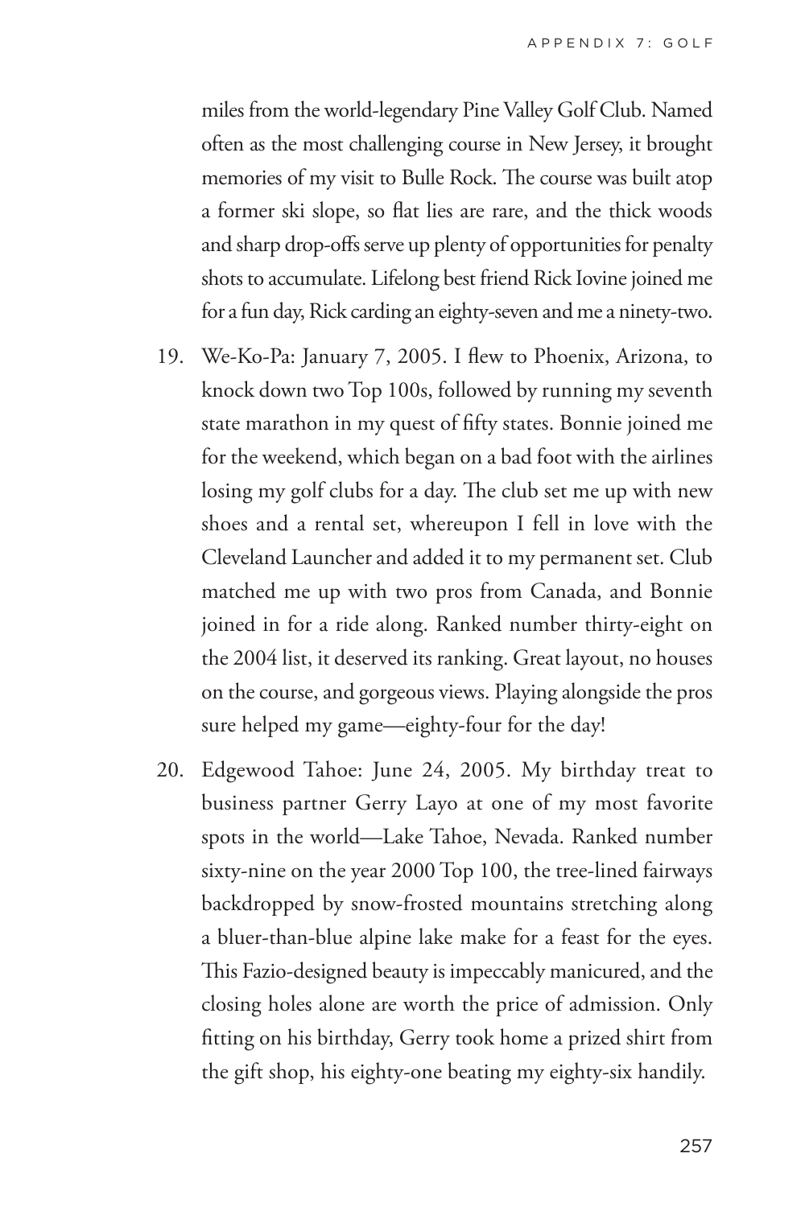miles from the world-legendary Pine Valley Golf Club. Named often as the most challenging course in New Jersey, it brought memories of my visit to Bulle Rock. The course was built atop a former ski slope, so flat lies are rare, and the thick woods and sharp drop-offs serve up plenty of opportunities for penalty shots to accumulate. Lifelong best friend Rick Iovine joined me for a fun day, Rick carding an eighty-seven and me a ninety-two.

19. We-Ko-Pa: January 7, 2005. I flew to Phoenix, Arizona, to knock down two Top 100s, followed by running my seventh state marathon in my quest of fifty states. Bonnie joined me for the weekend, which began on a bad foot with the airlines losing my golf clubs for a day. The club set me up with new shoes and a rental set, whereupon I fell in love with the Cleveland Launcher and added it to my permanent set. Club matched me up with two pros from Canada, and Bonnie joined in for a ride along. Ranked number thirty-eight on the 2004 list, it deserved its ranking. Great layout, no houses on the course, and gorgeous views. Playing alongside the pros sure helped my game—eighty-four for the day!

20. Edgewood Tahoe: June 24, 2005. My birthday treat to business partner Gerry Layo at one of my most favorite spots in the world—Lake Tahoe, Nevada. Ranked number sixty-nine on the year 2000 Top 100, the tree-lined fairways backdropped by snow-frosted mountains stretching along a bluer-than-blue alpine lake make for a feast for the eyes. This Fazio-designed beauty is impeccably manicured, and the closing holes alone are worth the price of admission. Only fitting on his birthday, Gerry took home a prized shirt from the gift shop, his eighty-one beating my eighty-six handily.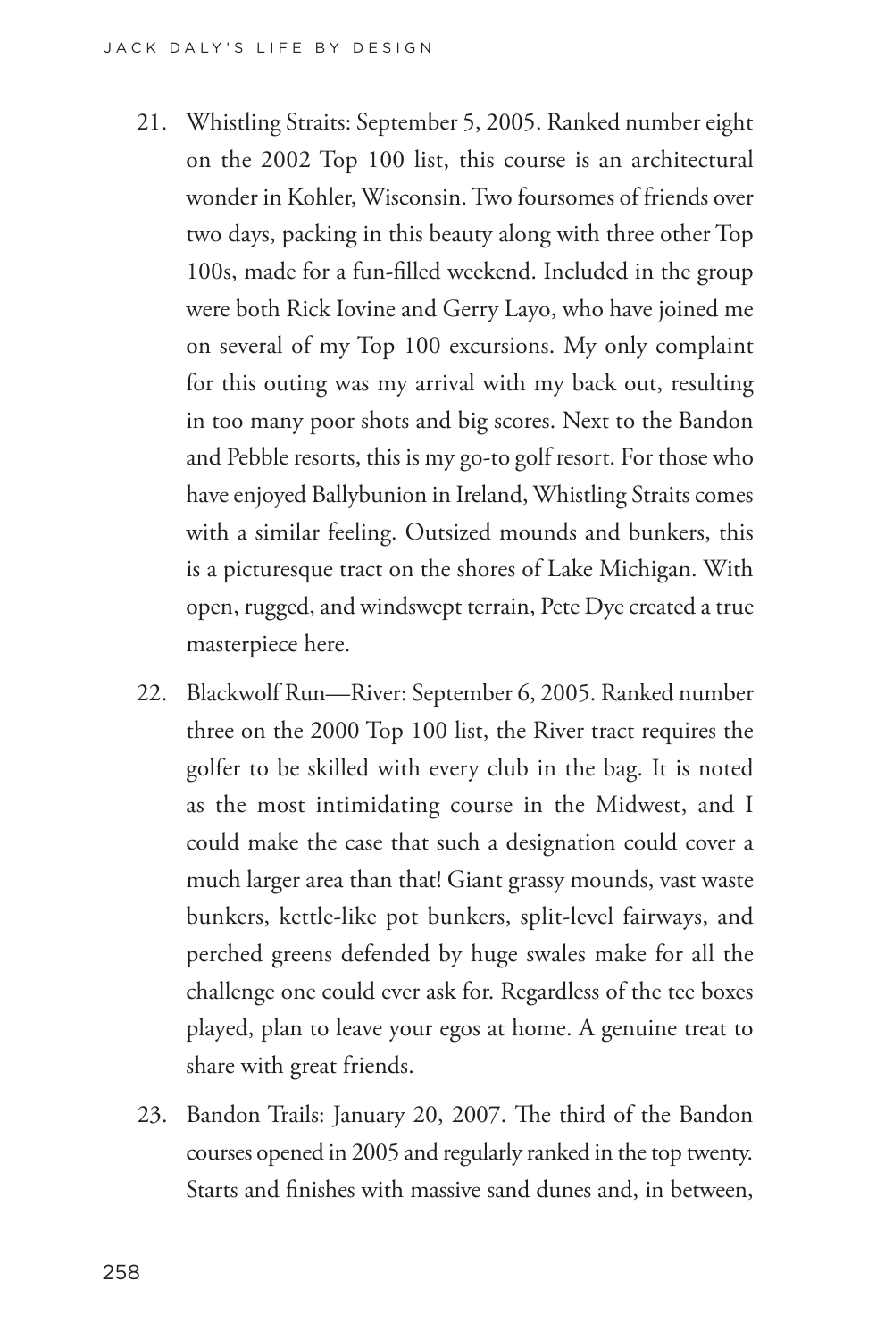21. Whistling Straits: September 5, 2005. Ranked number eight on the 2002 Top 100 list, this course is an architectural wonder in Kohler, Wisconsin. Two foursomes of friends over two days, packing in this beauty along with three other Top 100s, made for a fun-filled weekend. Included in the group were both Rick Iovine and Gerry Layo, who have joined me on several of my Top 100 excursions. My only complaint for this outing was my arrival with my back out, resulting in too many poor shots and big scores. Next to the Bandon and Pebble resorts, this is my go-to golf resort. For those who have enjoyed Ballybunion in Ireland, Whistling Straits comes with a similar feeling. Outsized mounds and bunkers, this is a picturesque tract on the shores of Lake Michigan. With open, rugged, and windswept terrain, Pete Dye created a true masterpiece here.

22. Blackwolf Run—River: September 6, 2005. Ranked number three on the 2000 Top 100 list, the River tract requires the golfer to be skilled with every club in the bag. It is noted as the most intimidating course in the Midwest, and I could make the case that such a designation could cover a much larger area than that! Giant grassy mounds, vast waste bunkers, kettle-like pot bunkers, split-level fairways, and perched greens defended by huge swales make for all the challenge one could ever ask for. Regardless of the tee boxes played, plan to leave your egos at home. A genuine treat to share with great friends.

23. Bandon Trails: January 20, 2007. The third of the Bandon courses opened in 2005 and regularly ranked in the top twenty. Starts and finishes with massive sand dunes and, in between,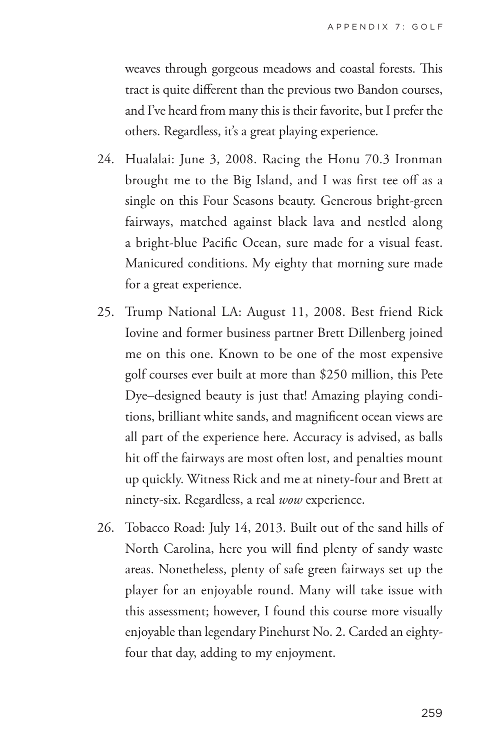weaves through gorgeous meadows and coastal forests. This tract is quite different than the previous two Bandon courses, and I've heard from many this is their favorite, but I prefer the others. Regardless, it's a great playing experience.

24. Hualalai: June 3, 2008. Racing the Honu 70.3 Ironman brought me to the Big Island, and I was first tee off as a single on this Four Seasons beauty. Generous bright-green fairways, matched against black lava and nestled along a bright-blue Pacific Ocean, sure made for a visual feast. Manicured conditions. My eighty that morning sure made for a great experience.

25. Trump National LA: August 11, 2008. Best friend Rick Iovine and former business partner Brett Dillenberg joined me on this one. Known to be one of the most expensive golf courses ever built at more than $250 million, this Pete Dye–designed beauty is just that! Amazing playing conditions, brilliant white sands, and magnificent ocean views are all part of the experience here. Accuracy is advised, as balls hit off the fairways are most often lost, and penalties mount up quickly. Witness Rick and me at ninety-four and Brett at ninety-six. Regardless, a real *wow* experience.

26. Tobacco Road: July 14, 2013. Built out of the sand hills of North Carolina, here you will find plenty of sandy waste areas. Nonetheless, plenty of safe green fairways set up the player for an enjoyable round. Many will take issue with this assessment; however, I found this course more visually enjoyable than legendary Pinehurst No. 2. Carded an eighty-four that day, adding to my enjoyment.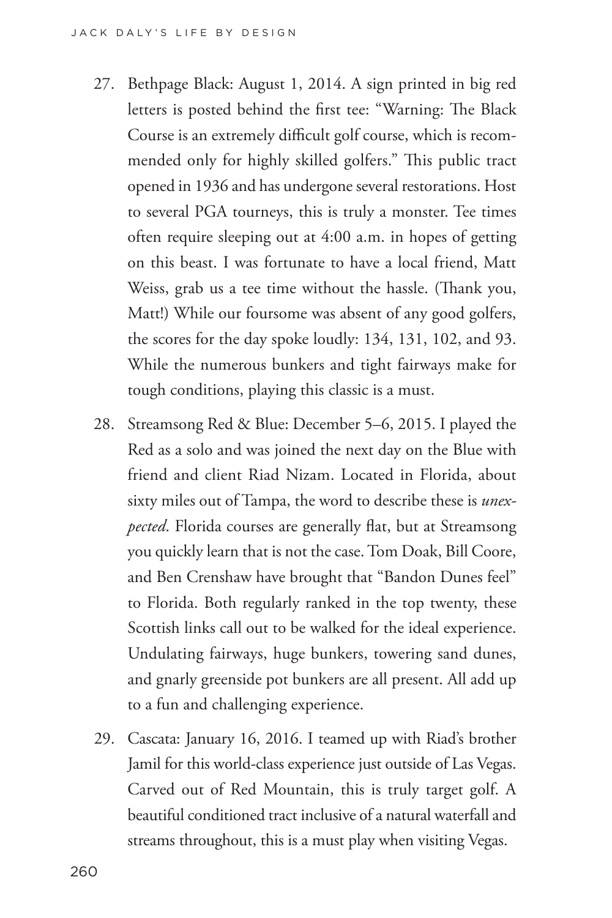27. Bethpage Black: August 1, 2014. A sign printed in big red letters is posted behind the first tee: "Warning: The Black Course is an extremely difficult golf course, which is recommended only for highly skilled golfers." This public tract opened in 1936 and has undergone several restorations. Host to several PGA tourneys, this is truly a monster. Tee times often require sleeping out at 4:00 a.m. in hopes of getting on this beast. I was fortunate to have a local friend, Matt Weiss, grab us a tee time without the hassle. (Thank you, Matt!) While our foursome was absent of any good golfers, the scores for the day spoke loudly: 134, 131, 102, and 93. While the numerous bunkers and tight fairways make for tough conditions, playing this classic is a must.

28. Streamsong Red & Blue: December 5–6, 2015. I played the Red as a solo and was joined the next day on the Blue with friend and client Riad Nizam. Located in Florida, about sixty miles out of Tampa, the word to describe these is *unexpected*. Florida courses are generally flat, but at Streamsong you quickly learn that is not the case. Tom Doak, Bill Coore, and Ben Crenshaw have brought that "Bandon Dunes feel" to Florida. Both regularly ranked in the top twenty, these Scottish links call out to be walked for the ideal experience. Undulating fairways, huge bunkers, towering sand dunes, and gnarly greenside pot bunkers are all present. All add up to a fun and challenging experience.

29. Cascata: January 16, 2016. I teamed up with Riad's brother Jamil for this world-class experience just outside of Las Vegas. Carved out of Red Mountain, this is truly target golf. A beautiful conditioned tract inclusive of a natural waterfall and streams throughout, this is a must play when visiting Vegas.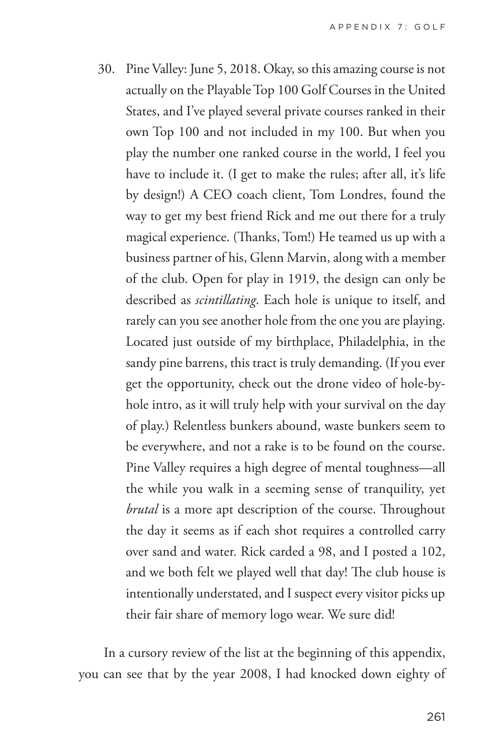30. Pine Valley: June 5, 2018. Okay, so this amazing course is not actually on the Playable Top 100 Golf Courses in the United States, and I've played several private courses ranked in their own Top 100 and not included in my 100. But when you play the number one ranked course in the world, I feel you have to include it. (I get to make the rules; after all, it's life by design!) A CEO coach client, Tom Londres, found the way to get my best friend Rick and me out there for a truly magical experience. (Thanks, Tom!) He teamed us up with a business partner of his, Glenn Marvin, along with a member of the club. Open for play in 1919, the design can only be described as *scintillating*. Each hole is unique to itself, and rarely can you see another hole from the one you are playing. Located just outside of my birthplace, Philadelphia, in the sandy pine barrens, this tract is truly demanding. (If you ever get the opportunity, check out the drone video of hole-by-hole intro, as it will truly help with your survival on the day of play.) Relentless bunkers abound, waste bunkers seem to be everywhere, and not a rake is to be found on the course. Pine Valley requires a high degree of mental toughness—all the while you walk in a seeming sense of tranquility, yet *brutal* is a more apt description of the course. Throughout the day it seems as if each shot requires a controlled carry over sand and water. Rick carded a 98, and I posted a 102, and we both felt we played well that day! The club house is intentionally understated, and I suspect every visitor picks up their fair share of memory logo wear. We sure did!

In a cursory review of the list at the beginning of this appendix, you can see that by the year 2008, I had knocked down eighty of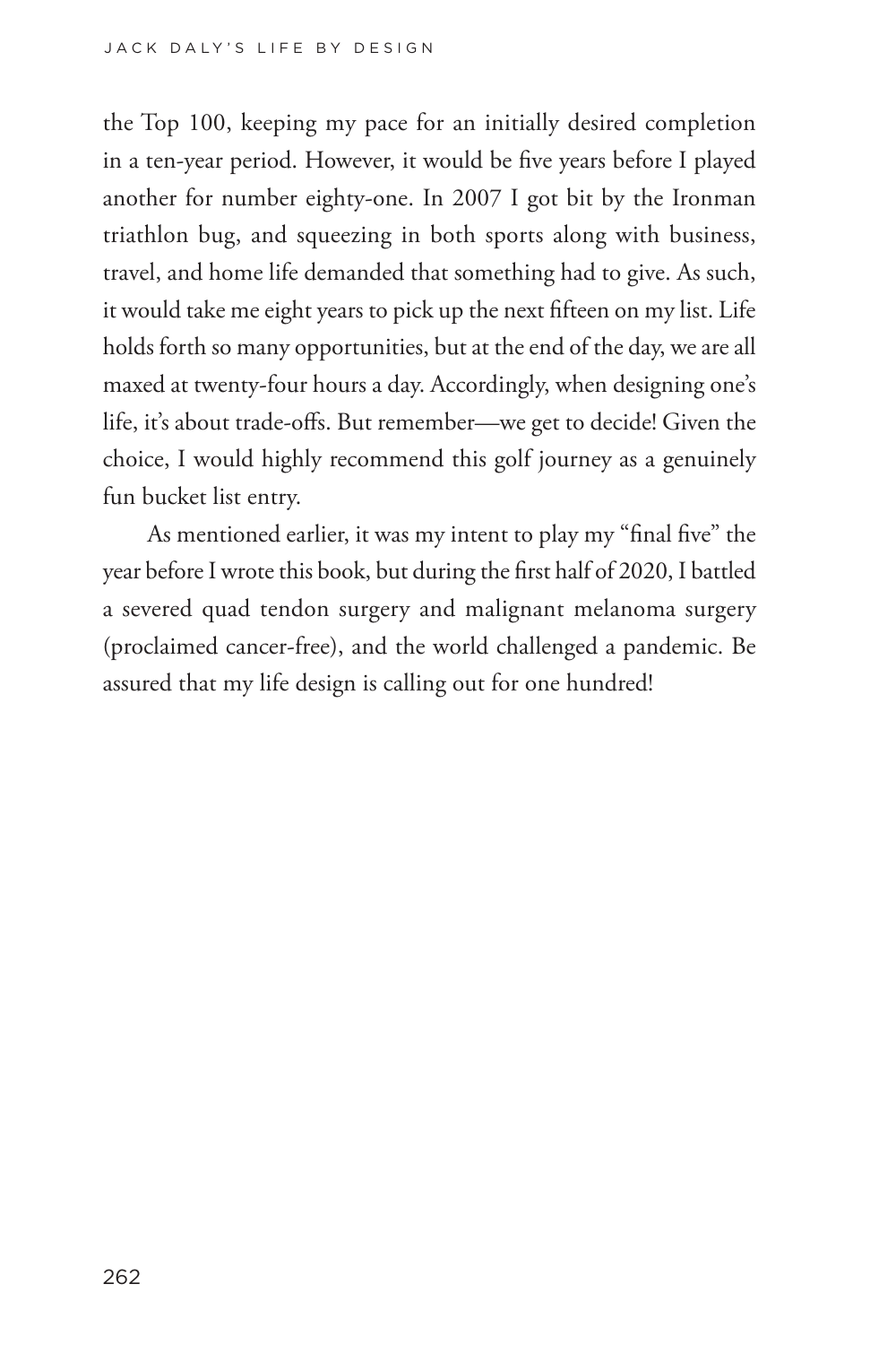the Top 100, keeping my pace for an initially desired completion in a ten-year period. However, it would be five years before I played another for number eighty-one. In 2007 I got bit by the Ironman triathlon bug, and squeezing in both sports along with business, travel, and home life demanded that something had to give. As such, it would take me eight years to pick up the next fifteen on my list. Life holds forth so many opportunities, but at the end of the day, we are all maxed at twenty-four hours a day. Accordingly, when designing one's life, it's about trade-offs. But remember—we get to decide! Given the choice, I would highly recommend this golf journey as a genuinely fun bucket list entry.

As mentioned earlier, it was my intent to play my "final five" the year before I wrote this book, but during the first half of 2020, I battled a severed quad tendon surgery and malignant melanoma surgery (proclaimed cancer-free), and the world challenged a pandemic. Be assured that my life design is calling out for one hundred!